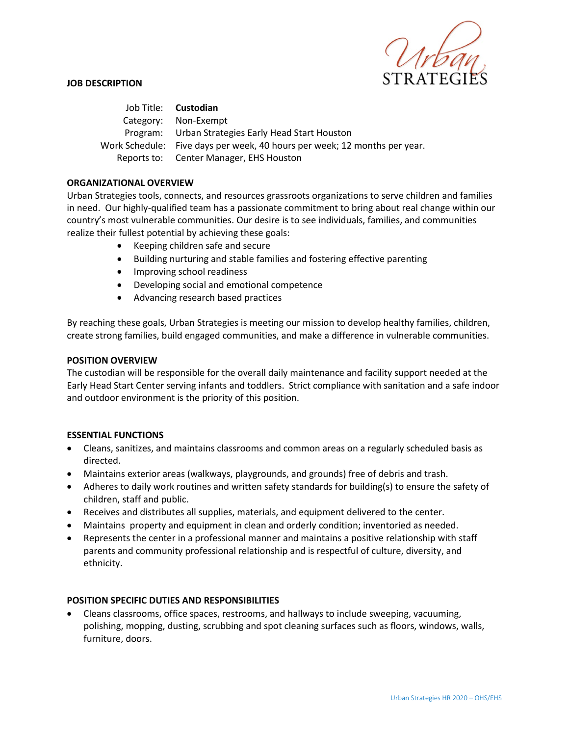Urban STRATEGIES

**JOB DESCRIPTION**

| | |
|---|---|
| Job Title: | **Custodian** |
| Category: | Non-Exempt |
| Program: | Urban Strategies Early Head Start Houston |
| Work Schedule: | Five days per week, 40 hours per week; 12 months per year. |
| Reports to: | Center Manager, EHS Houston |

**ORGANIZATIONAL OVERVIEW**

Urban Strategies tools, connects, and resources grassroots organizations to serve children and families in need. Our highly-qualified team has a passionate commitment to bring about real change within our country's most vulnerable communities. Our desire is to see individuals, families, and communities realize their fullest potential by achieving these goals:

- Keeping children safe and secure
- Building nurturing and stable families and fostering effective parenting
- Improving school readiness
- Developing social and emotional competence
- Advancing research based practices

By reaching these goals, Urban Strategies is meeting our mission to develop healthy families, children, create strong families, build engaged communities, and make a difference in vulnerable communities.

**POSITION OVERVIEW**

The custodian will be responsible for the overall daily maintenance and facility support needed at the Early Head Start Center serving infants and toddlers. Strict compliance with sanitation and a safe indoor and outdoor environment is the priority of this position.

**ESSENTIAL FUNCTIONS**

- Cleans, sanitizes, and maintains classrooms and common areas on a regularly scheduled basis as directed.
- Maintains exterior areas (walkways, playgrounds, and grounds) free of debris and trash.
- Adheres to daily work routines and written safety standards for building(s) to ensure the safety of children, staff and public.
- Receives and distributes all supplies, materials, and equipment delivered to the center.
- Maintains property and equipment in clean and orderly condition; inventoried as needed.
- Represents the center in a professional manner and maintains a positive relationship with staff parents and community professional relationship and is respectful of culture, diversity, and ethnicity.

**POSITION SPECIFIC DUTIES AND RESPONSIBILITIES**

- Cleans classrooms, office spaces, restrooms, and hallways to include sweeping, vacuuming, polishing, mopping, dusting, scrubbing and spot cleaning surfaces such as floors, windows, walls, furniture, doors.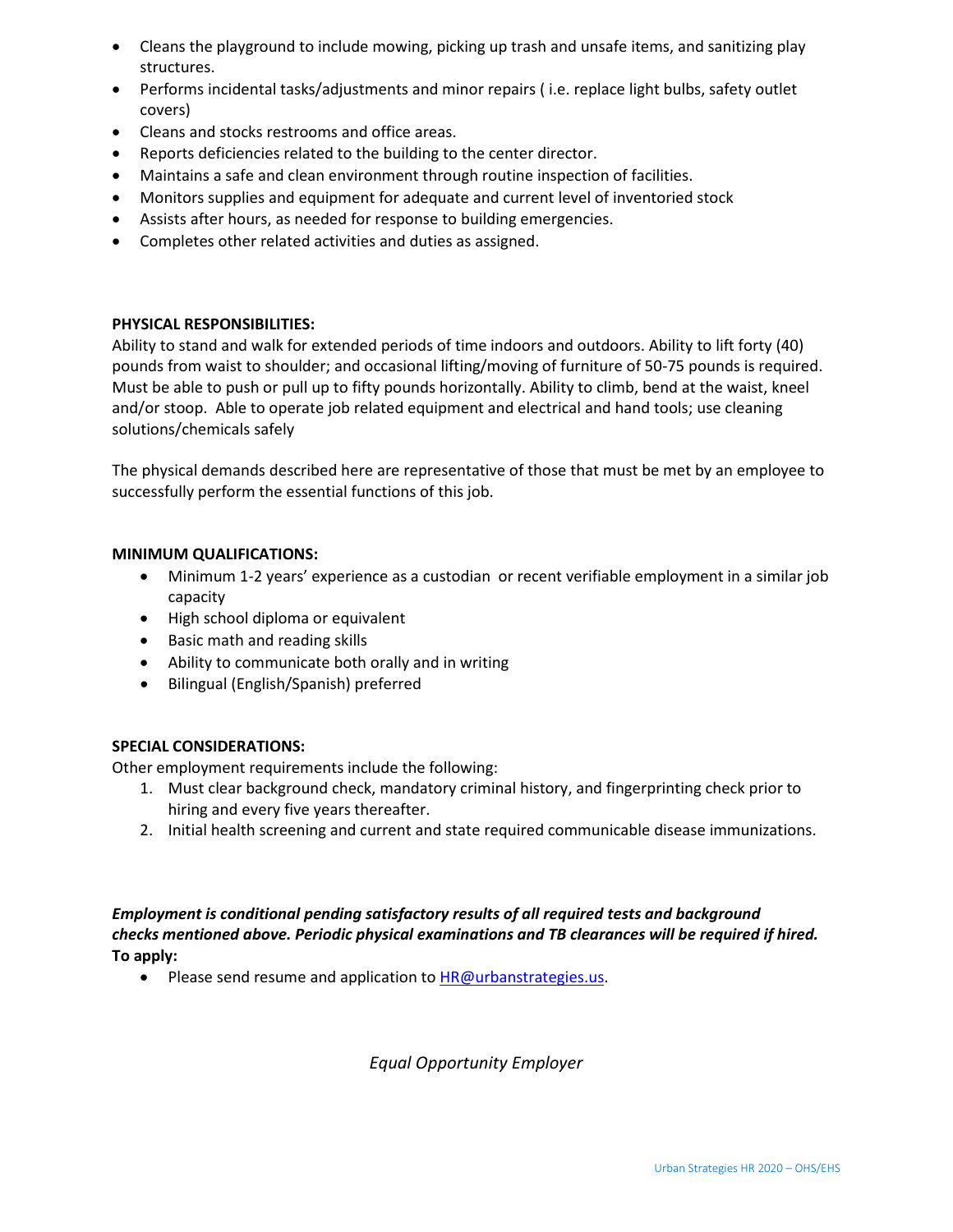- Cleans the playground to include mowing, picking up trash and unsafe items, and sanitizing play structures.
- Performs incidental tasks/adjustments and minor repairs ( i.e. replace light bulbs, safety outlet covers)
- Cleans and stocks restrooms and office areas.
- Reports deficiencies related to the building to the center director.
- Maintains a safe and clean environment through routine inspection of facilities.
- Monitors supplies and equipment for adequate and current level of inventoried stock
- Assists after hours, as needed for response to building emergencies.
- Completes other related activities and duties as assigned.

**PHYSICAL RESPONSIBILITIES:**

Ability to stand and walk for extended periods of time indoors and outdoors. Ability to lift forty (40) pounds from waist to shoulder; and occasional lifting/moving of furniture of 50-75 pounds is required. Must be able to push or pull up to fifty pounds horizontally. Ability to climb, bend at the waist, kneel and/or stoop. Able to operate job related equipment and electrical and hand tools; use cleaning solutions/chemicals safely

The physical demands described here are representative of those that must be met by an employee to successfully perform the essential functions of this job.

**MINIMUM QUALIFICATIONS:**

- Minimum 1-2 years' experience as a custodian or recent verifiable employment in a similar job capacity
- High school diploma or equivalent
- Basic math and reading skills
- Ability to communicate both orally and in writing
- Bilingual (English/Spanish) preferred

**SPECIAL CONSIDERATIONS:**

Other employment requirements include the following:

1. Must clear background check, mandatory criminal history, and fingerprinting check prior to hiring and every five years thereafter.
2. Initial health screening and current and state required communicable disease immunizations.

***Employment is conditional pending satisfactory results of all required tests and background checks mentioned above. Periodic physical examinations and TB clearances will be required if hired.***

**To apply:**

- Please send resume and application to HR@urbanstrategies.us.

*Equal Opportunity Employer*